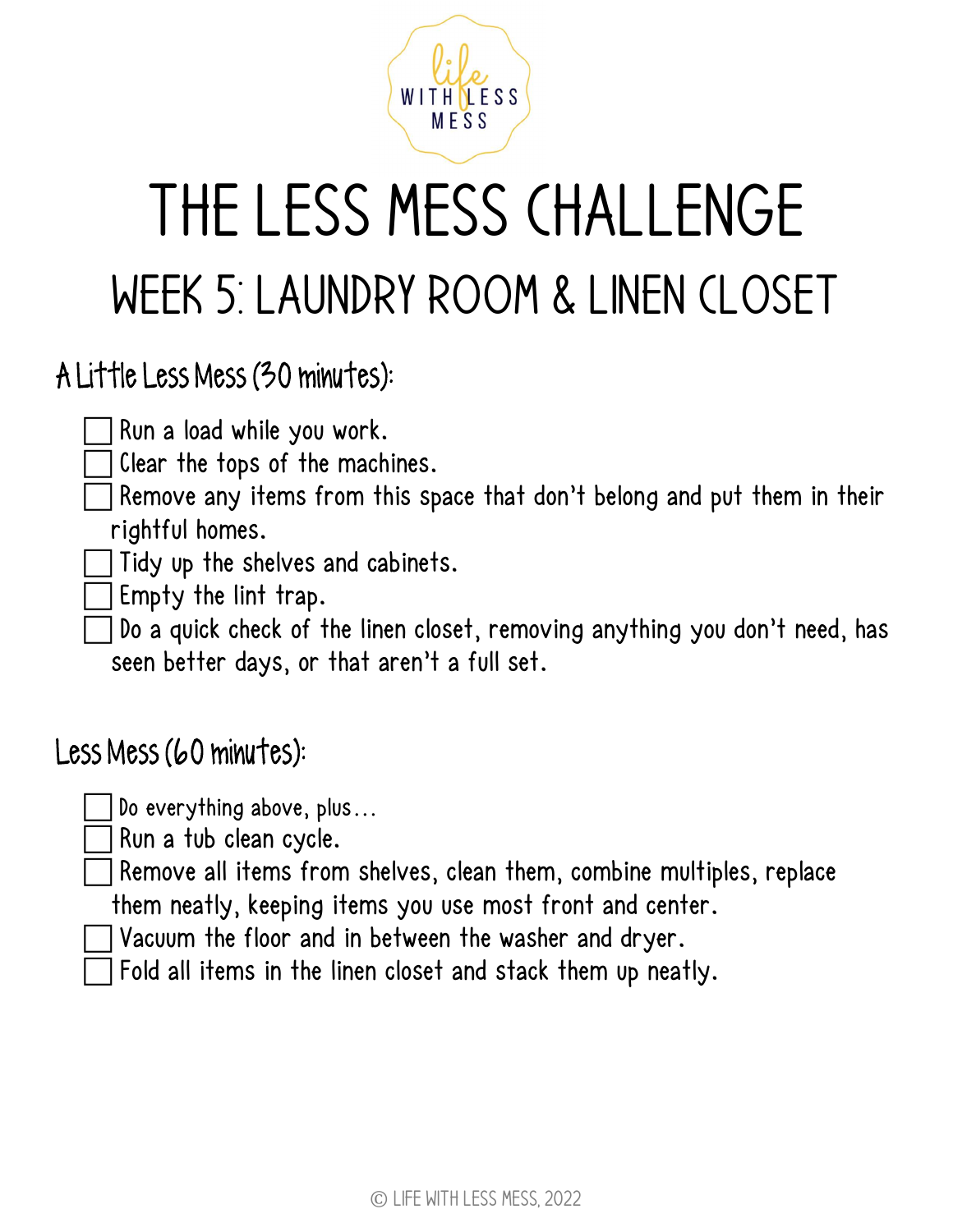# THE LESS MESS CHALLENGE

## WEEK 5: LAUNDRY ROOM & LINEN CLOSET

### A Little Less Mess (30 minutes):

- [ ] Run a load while you work.
- [ ] Clear the tops of the machines.
- [ ] Remove any items from this space that don't belong and put them in their rightful homes.
- [ ] Tidy up the shelves and cabinets.
- [ ] Empty the lint trap.
- [ ] Do a quick check of the linen closet, removing anything you don't need, has seen better days, or that aren't a full set.

### Less Mess (60 minutes):

- [ ] Do everything above, plus...
- [ ] Run a tub clean cycle.
- [ ] Remove all items from shelves, clean them, combine multiples, replace them neatly, keeping items you use most front and center.
- [ ] Vacuum the floor and in between the washer and dryer.
- [ ] Fold all items in the linen closet and stack them up neatly.

© LIFE WITH LESS MESS, 2022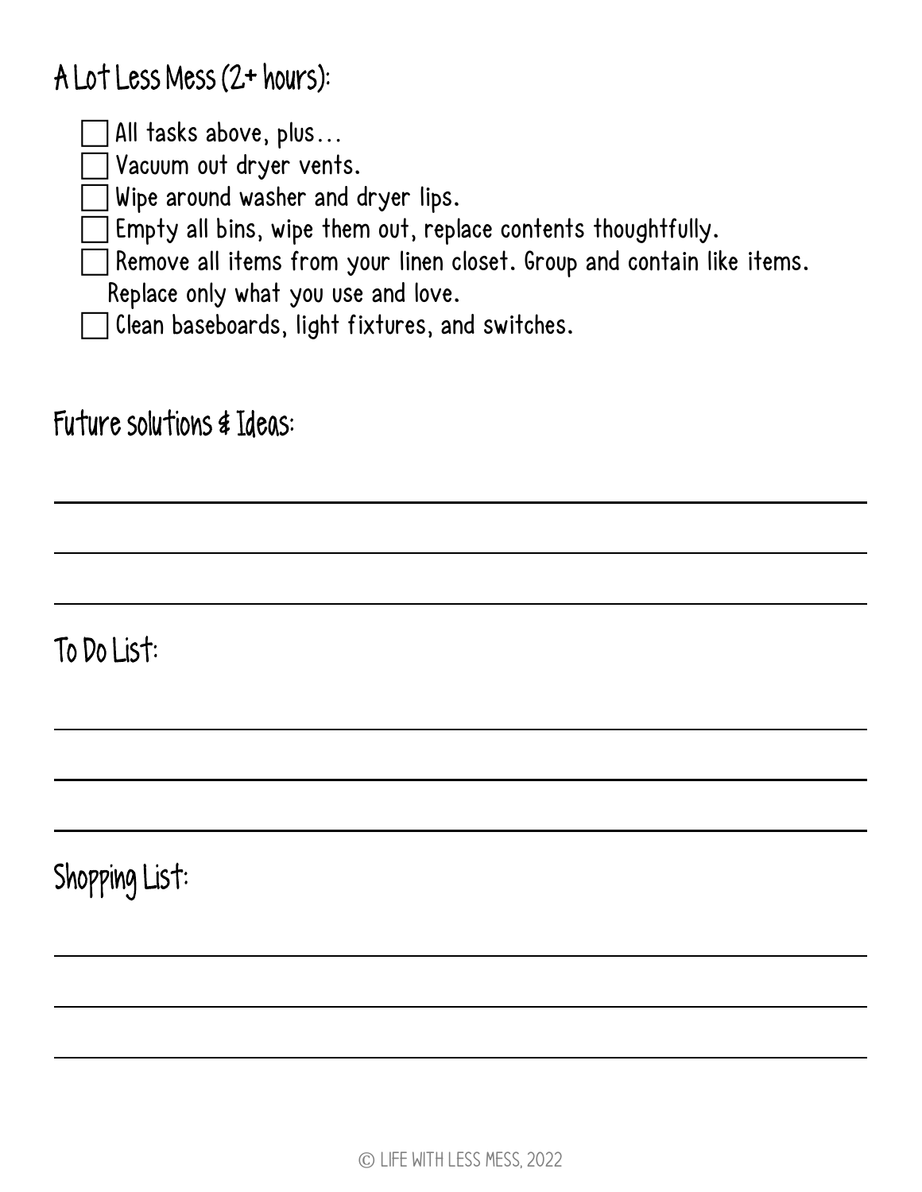## A Lot Less Mess (2+ hours):

- [ ] All tasks above, plus...
- [ ] Vacuum out dryer vents.
- [ ] Wipe around washer and dryer lips.
- [ ] Empty all bins, wipe them out, replace contents thoughtfully.
- [ ] Remove all items from your linen closet. Group and contain like items. Replace only what you use and love.
- [ ] Clean baseboards, light fixtures, and switches.

## Future solutions & Ideas:

\_\_\_\_\_\_\_\_\_\_\_\_\_\_\_\_\_\_\_\_\_\_\_\_\_\_\_\_\_\_\_\_\_\_\_\_\_\_\_\_

\_\_\_\_\_\_\_\_\_\_\_\_\_\_\_\_\_\_\_\_\_\_\_\_\_\_\_\_\_\_\_\_\_\_\_\_\_\_\_\_

\_\_\_\_\_\_\_\_\_\_\_\_\_\_\_\_\_\_\_\_\_\_\_\_\_\_\_\_\_\_\_\_\_\_\_\_\_\_\_\_

## To Do List:

\_\_\_\_\_\_\_\_\_\_\_\_\_\_\_\_\_\_\_\_\_\_\_\_\_\_\_\_\_\_\_\_\_\_\_\_\_\_\_\_

\_\_\_\_\_\_\_\_\_\_\_\_\_\_\_\_\_\_\_\_\_\_\_\_\_\_\_\_\_\_\_\_\_\_\_\_\_\_\_\_

\_\_\_\_\_\_\_\_\_\_\_\_\_\_\_\_\_\_\_\_\_\_\_\_\_\_\_\_\_\_\_\_\_\_\_\_\_\_\_\_

## Shopping List:

\_\_\_\_\_\_\_\_\_\_\_\_\_\_\_\_\_\_\_\_\_\_\_\_\_\_\_\_\_\_\_\_\_\_\_\_\_\_\_\_

\_\_\_\_\_\_\_\_\_\_\_\_\_\_\_\_\_\_\_\_\_\_\_\_\_\_\_\_\_\_\_\_\_\_\_\_\_\_\_\_

\_\_\_\_\_\_\_\_\_\_\_\_\_\_\_\_\_\_\_\_\_\_\_\_\_\_\_\_\_\_\_\_\_\_\_\_\_\_\_\_

© LIFE WITH LESS MESS, 2022